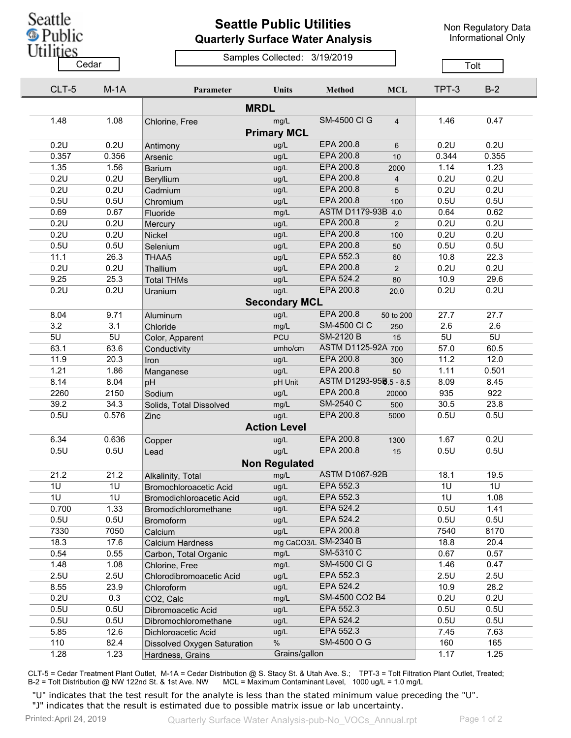Seattle Public Utilities

# Seattle Public Utilities

## Quarterly Surface Water Analysis

Non Regulatory Data
Informational Only

Samples Collected: 3/19/2019

| Cedar | | | | | | Tolt | |
|---|---|---|---|---|---|---|---|
| CLT-5 | M-1A | Parameter | Units | Method | MCL | TPT-3 | B-2 |
| | | **MRDL** | | | | | |
| 1.48 | 1.08 | Chlorine, Free | mg/L | SM-4500 Cl G | 4 | 1.46 | 0.47 |
| | | **Primary MCL** | | | | | |
| 0.2U | 0.2U | Antimony | ug/L | EPA 200.8 | 6 | 0.2U | 0.2U |
| 0.357 | 0.356 | Arsenic | ug/L | EPA 200.8 | 10 | 0.344 | 0.355 |
| 1.35 | 1.56 | Barium | ug/L | EPA 200.8 | 2000 | 1.14 | 1.23 |
| 0.2U | 0.2U | Beryllium | ug/L | EPA 200.8 | 4 | 0.2U | 0.2U |
| 0.2U | 0.2U | Cadmium | ug/L | EPA 200.8 | 5 | 0.2U | 0.2U |
| 0.5U | 0.5U | Chromium | ug/L | EPA 200.8 | 100 | 0.5U | 0.5U |
| 0.69 | 0.67 | Fluoride | mg/L | ASTM D1179-93B | 4.0 | 0.64 | 0.62 |
| 0.2U | 0.2U | Mercury | ug/L | EPA 200.8 | 2 | 0.2U | 0.2U |
| 0.2U | 0.2U | Nickel | ug/L | EPA 200.8 | 100 | 0.2U | 0.2U |
| 0.5U | 0.5U | Selenium | ug/L | EPA 200.8 | 50 | 0.5U | 0.5U |
| 11.1 | 26.3 | THAA5 | ug/L | EPA 552.3 | 60 | 10.8 | 22.3 |
| 0.2U | 0.2U | Thallium | ug/L | EPA 200.8 | 2 | 0.2U | 0.2U |
| 9.25 | 25.3 | Total THMs | ug/L | EPA 524.2 | 80 | 10.9 | 29.6 |
| 0.2U | 0.2U | Uranium | ug/L | EPA 200.8 | 20.0 | 0.2U | 0.2U |
| | | **Secondary MCL** | | | | | |
| 8.04 | 9.71 | Aluminum | ug/L | EPA 200.8 | 50 to 200 | 27.7 | 27.7 |
| 3.2 | 3.1 | Chloride | mg/L | SM-4500 Cl C | 250 | 2.6 | 2.6 |
| 5U | 5U | Color, Apparent | PCU | SM-2120 B | 15 | 5U | 5U |
| 63.1 | 63.6 | Conductivity | umho/cm | ASTM D1125-92A | 700 | 57.0 | 60.5 |
| 11.9 | 20.3 | Iron | ug/L | EPA 200.8 | 300 | 11.2 | 12.0 |
| 1.21 | 1.86 | Manganese | ug/L | EPA 200.8 | 50 | 1.11 | 0.501 |
| 8.14 | 8.04 | pH | pH Unit | ASTM D1293-95B | 6.5 - 8.5 | 8.09 | 8.45 |
| 2260 | 2150 | Sodium | ug/L | EPA 200.8 | 20000 | 935 | 922 |
| 39.2 | 34.3 | Solids, Total Dissolved | mg/L | SM-2540 C | 500 | 30.5 | 23.8 |
| 0.5U | 0.576 | Zinc | ug/L | EPA 200.8 | 5000 | 0.5U | 0.5U |
| | | **Action Level** | | | | | |
| 6.34 | 0.636 | Copper | ug/L | EPA 200.8 | 1300 | 1.67 | 0.2U |
| 0.5U | 0.5U | Lead | ug/L | EPA 200.8 | 15 | 0.5U | 0.5U |
| | | **Non Regulated** | | | | | |
| 21.2 | 21.2 | Alkalinity, Total | mg/L | ASTM D1067-92B | | 18.1 | 19.5 |
| 1U | 1U | Bromochloroacetic Acid | ug/L | EPA 552.3 | | 1U | 1U |
| 1U | 1U | Bromodichloroacetic Acid | ug/L | EPA 552.3 | | 1U | 1.08 |
| 0.700 | 1.33 | Bromodichloromethane | ug/L | EPA 524.2 | | 0.5U | 1.41 |
| 0.5U | 0.5U | Bromoform | ug/L | EPA 524.2 | | 0.5U | 0.5U |
| 7330 | 7050 | Calcium | ug/L | EPA 200.8 | | 7540 | 8170 |
| 18.3 | 17.6 | Calcium Hardness | mg CaCO3/L | SM-2340 B | | 18.8 | 20.4 |
| 0.54 | 0.55 | Carbon, Total Organic | mg/L | SM-5310 C | | 0.67 | 0.57 |
| 1.48 | 1.08 | Chlorine, Free | mg/L | SM-4500 Cl G | | 1.46 | 0.47 |
| 2.5U | 2.5U | Chlorodibromoacetic Acid | ug/L | EPA 552.3 | | 2.5U | 2.5U |
| 8.55 | 23.9 | Chloroform | ug/L | EPA 524.2 | | 10.9 | 28.2 |
| 0.2U | 0.3 | CO2, Calc | mg/L | SM-4500 CO2 B4 | | 0.2U | 0.2U |
| 0.5U | 0.5U | Dibromoacetic Acid | ug/L | EPA 552.3 | | 0.5U | 0.5U |
| 0.5U | 0.5U | Dibromochloromethane | ug/L | EPA 524.2 | | 0.5U | 0.5U |
| 5.85 | 12.6 | Dichloroacetic Acid | ug/L | EPA 552.3 | | 7.45 | 7.63 |
| 110 | 82.4 | Dissolved Oxygen Saturation | % | SM-4500 O G | | 160 | 165 |
| 1.28 | 1.23 | Hardness, Grains | Grains/gallon | | | 1.17 | 1.25 |

CLT-5 = Cedar Treatment Plant Outlet, M-1A = Cedar Distribution @ S. Stacy St. & Utah Ave. S.; TPT-3 = Tolt Filtration Plant Outlet, Treated; B-2 = Tolt Distribution @ NW 122nd St. & 1st Ave. NW MCL = Maximum Contaminant Level, 1000 ug/L = 1.0 mg/L

"U" indicates that the test result for the analyte is less than the stated minimum value preceding the "U".
"J" indicates that the result is estimated due to possible matrix issue or lab uncertainty.

Printed: April 24, 2019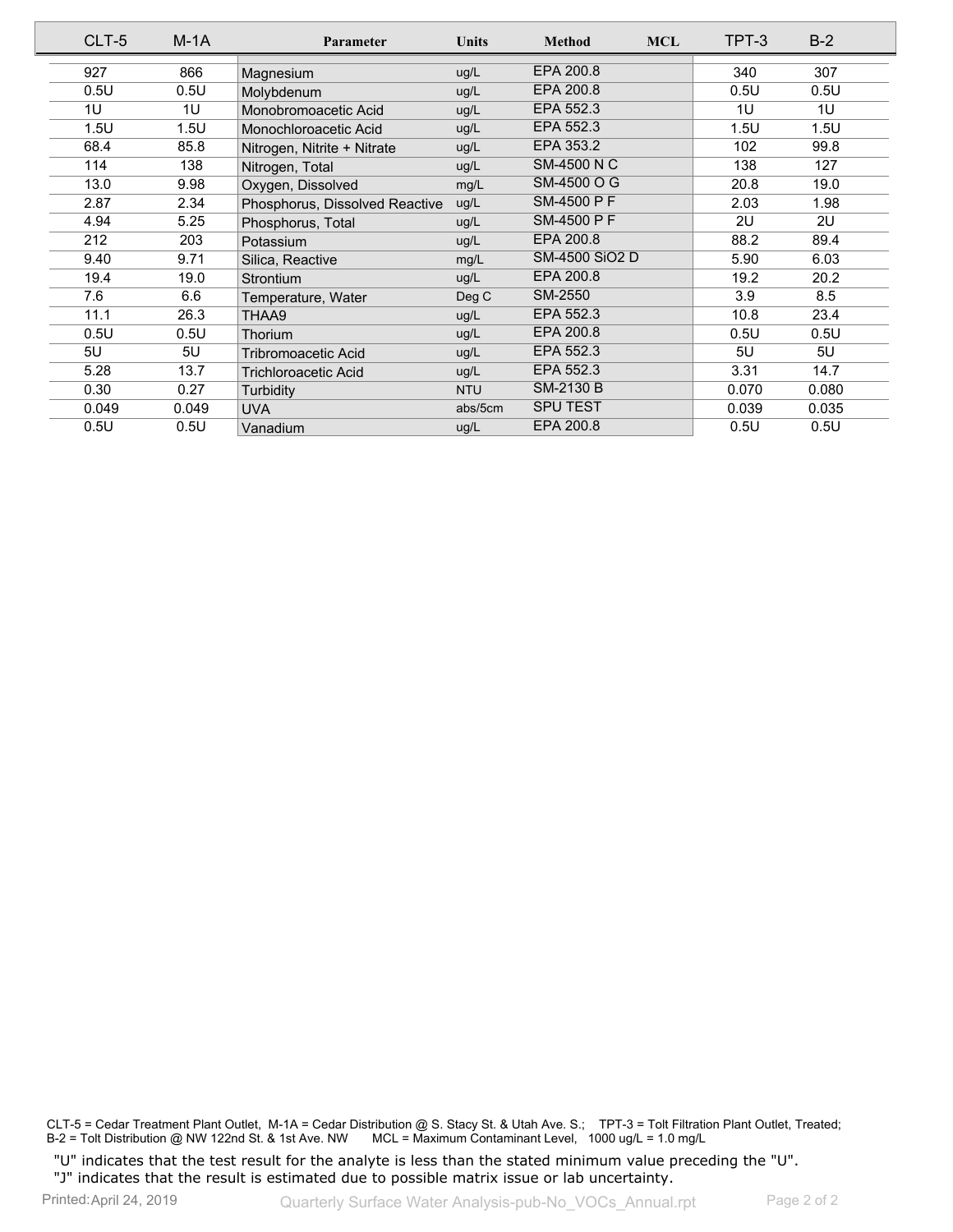| CLT-5 | M-1A | Parameter | Units | Method | MCL | TPT-3 | B-2 |
|---|---|---|---|---|---|---|---|
| 927 | 866 | Magnesium | ug/L | EPA 200.8 | | 340 | 307 |
| 0.5U | 0.5U | Molybdenum | ug/L | EPA 200.8 | | 0.5U | 0.5U |
| 1U | 1U | Monobromoacetic Acid | ug/L | EPA 552.3 | | 1U | 1U |
| 1.5U | 1.5U | Monochloroacetic Acid | ug/L | EPA 552.3 | | 1.5U | 1.5U |
| 68.4 | 85.8 | Nitrogen, Nitrite + Nitrate | ug/L | EPA 353.2 | | 102 | 99.8 |
| 114 | 138 | Nitrogen, Total | ug/L | SM-4500 N C | | 138 | 127 |
| 13.0 | 9.98 | Oxygen, Dissolved | mg/L | SM-4500 O G | | 20.8 | 19.0 |
| 2.87 | 2.34 | Phosphorus, Dissolved Reactive | ug/L | SM-4500 P F | | 2.03 | 1.98 |
| 4.94 | 5.25 | Phosphorus, Total | ug/L | SM-4500 P F | | 2U | 2U |
| 212 | 203 | Potassium | ug/L | EPA 200.8 | | 88.2 | 89.4 |
| 9.40 | 9.71 | Silica, Reactive | mg/L | SM-4500 SiO2 D | | 5.90 | 6.03 |
| 19.4 | 19.0 | Strontium | ug/L | EPA 200.8 | | 19.2 | 20.2 |
| 7.6 | 6.6 | Temperature, Water | Deg C | SM-2550 | | 3.9 | 8.5 |
| 11.1 | 26.3 | THAA9 | ug/L | EPA 552.3 | | 10.8 | 23.4 |
| 0.5U | 0.5U | Thorium | ug/L | EPA 200.8 | | 0.5U | 0.5U |
| 5U | 5U | Tribromoacetic Acid | ug/L | EPA 552.3 | | 5U | 5U |
| 5.28 | 13.7 | Trichloroacetic Acid | ug/L | EPA 552.3 | | 3.31 | 14.7 |
| 0.30 | 0.27 | Turbidity | NTU | SM-2130 B | | 0.070 | 0.080 |
| 0.049 | 0.049 | UVA | abs/5cm | SPU TEST | | 0.039 | 0.035 |
| 0.5U | 0.5U | Vanadium | ug/L | EPA 200.8 | | 0.5U | 0.5U |

CLT-5 = Cedar Treatment Plant Outlet, M-1A = Cedar Distribution @ S. Stacy St. & Utah Ave. S.; TPT-3 = Tolt Filtration Plant Outlet, Treated; B-2 = Tolt Distribution @ NW 122nd St. & 1st Ave. NW MCL = Maximum Contaminant Level, 1000 ug/L = 1.0 mg/L

"U" indicates that the test result for the analyte is less than the stated minimum value preceding the "U".
"J" indicates that the result is estimated due to possible matrix issue or lab uncertainty.

Printed: April 24, 2019

Quarterly Surface Water Analysis-pub-No_VOCs_Annual.rpt